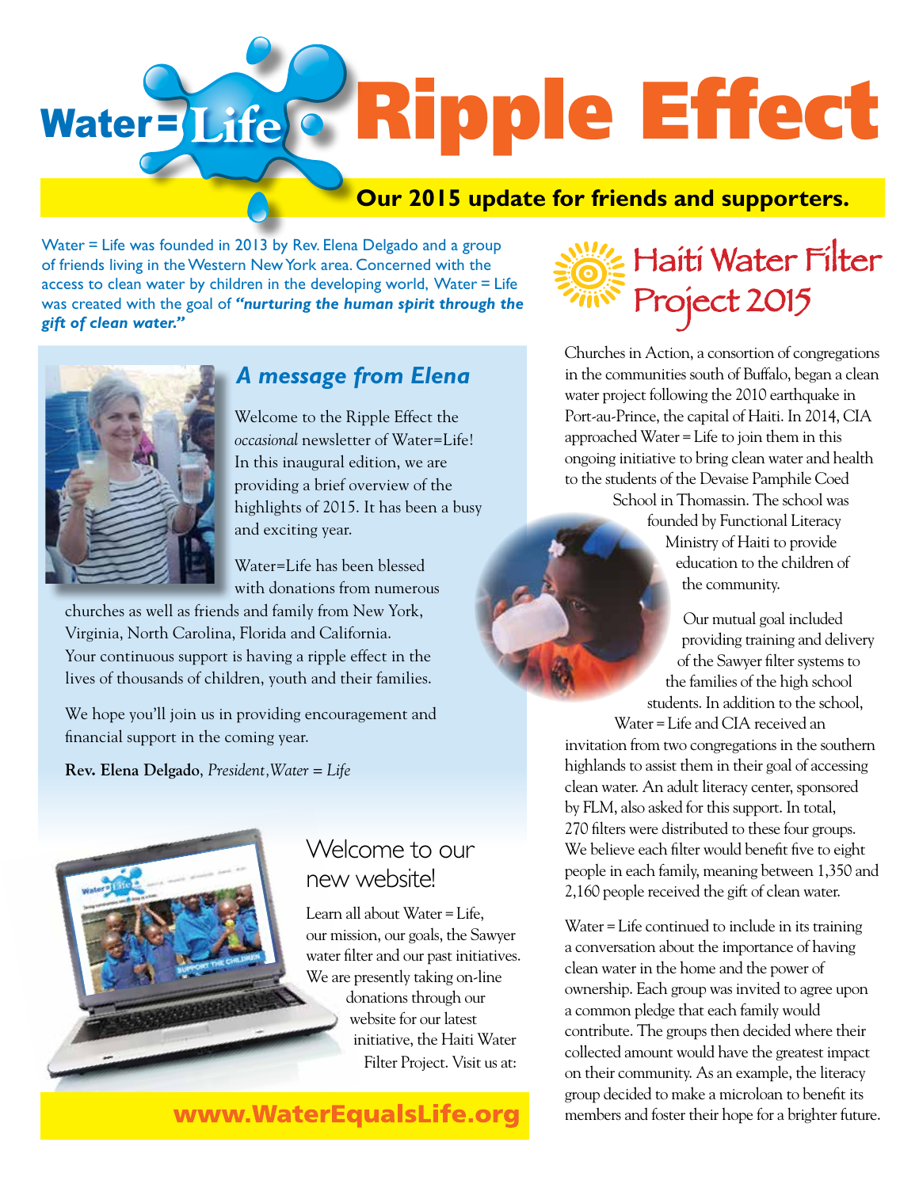# Water = Life Ripple Effect

**Our 2015 update for friends and supporters.**

Water = Life was founded in 2013 by Rev. Elena Delgado and a group of friends living in the Western New York area. Concerned with the access to clean water by children in the developing world, Water = Life was created with the goal of ***"nurturing the human spirit through the gift of clean water."***

## *A message from Elena*

Welcome to the Ripple Effect the *occasional* newsletter of Water=Life! In this inaugural edition, we are providing a brief overview of the highlights of 2015. It has been a busy and exciting year.

Water=Life has been blessed with donations from numerous churches as well as friends and family from New York, Virginia, North Carolina, Florida and California. Your continuous support is having a ripple effect in the lives of thousands of children, youth and their families.

We hope you'll join us in providing encouragement and financial support in the coming year.

**Rev. Elena Delgado**, *President, Water = Life*

## Welcome to our new website!

Learn all about Water = Life, our mission, our goals, the Sawyer water filter and our past initiatives. We are presently taking on-line donations through our website for our latest initiative, the Haiti Water Filter Project. Visit us at:

**www.WaterEqualsLife.org**

## Haiti Water Filter Project 2015

Churches in Action, a consortion of congregations in the communities south of Buffalo, began a clean water project following the 2010 earthquake in Port-au-Prince, the capital of Haiti. In 2014, CIA approached Water = Life to join them in this ongoing initiative to bring clean water and health to the students of the Devaise Pamphile Coed School in Thomassin. The school was founded by Functional Literacy Ministry of Haiti to provide education to the children of the community.

Our mutual goal included providing training and delivery of the Sawyer filter systems to the families of the high school students. In addition to the school, Water = Life and CIA received an invitation from two congregations in the southern highlands to assist them in their goal of accessing clean water. An adult literacy center, sponsored by FLM, also asked for this support. In total, 270 filters were distributed to these four groups. We believe each filter would benefit five to eight people in each family, meaning between 1,350 and 2,160 people received the gift of clean water.

Water = Life continued to include in its training a conversation about the importance of having clean water in the home and the power of ownership. Each group was invited to agree upon a common pledge that each family would contribute. The groups then decided where their collected amount would have the greatest impact on their community. As an example, the literacy group decided to make a microloan to benefit its members and foster their hope for a brighter future.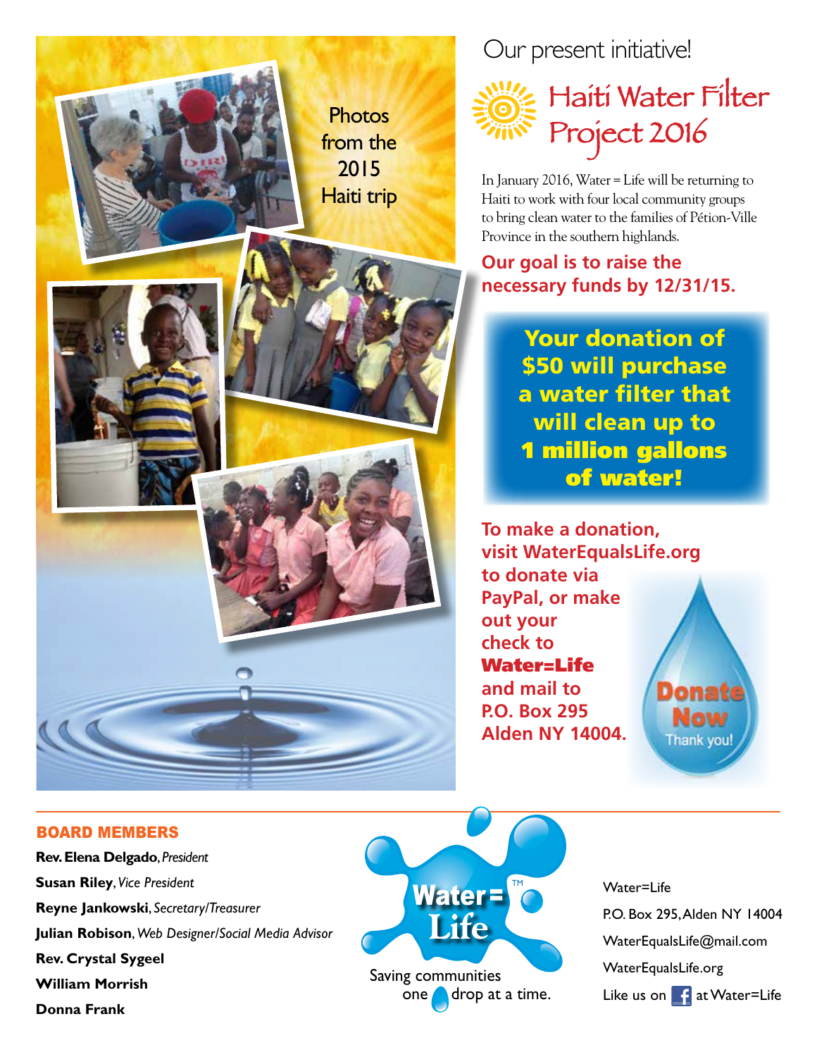Photos from the 2015 Haiti trip

Our present initiative!

# Haiti Water Filter Project 2016

In January 2016, Water = Life will be returning to Haiti to work with four local community groups to bring clean water to the families of Pétion-Ville Province in the southern highlands.

**Our goal is to raise the necessary funds by 12/31/15.**

**Your donation of $50 will purchase a water filter that will clean up to 1 million gallons of water!**

**To make a donation, visit WaterEqualsLife.org to donate via PayPal, or make out your check to Water=Life and mail to P.O. Box 295 Alden NY 14004.**

Donate Now
Thank you!

## BOARD MEMBERS

**Rev. Elena Delgado**, *President*
**Susan Riley**, *Vice President*
**Reyne Jankowski**, *Secretary/Treasurer*
**Julian Robison**, *Web Designer/Social Media Advisor*
**Rev. Crystal Sygeel**
**William Morrish**
**Donna Frank**

Water= Life™
Saving communities one drop at a time.

Water=Life
P.O. Box 295, Alden NY 14004
WaterEqualsLife@mail.com
WaterEqualsLife.org
Like us on Facebook at Water=Life